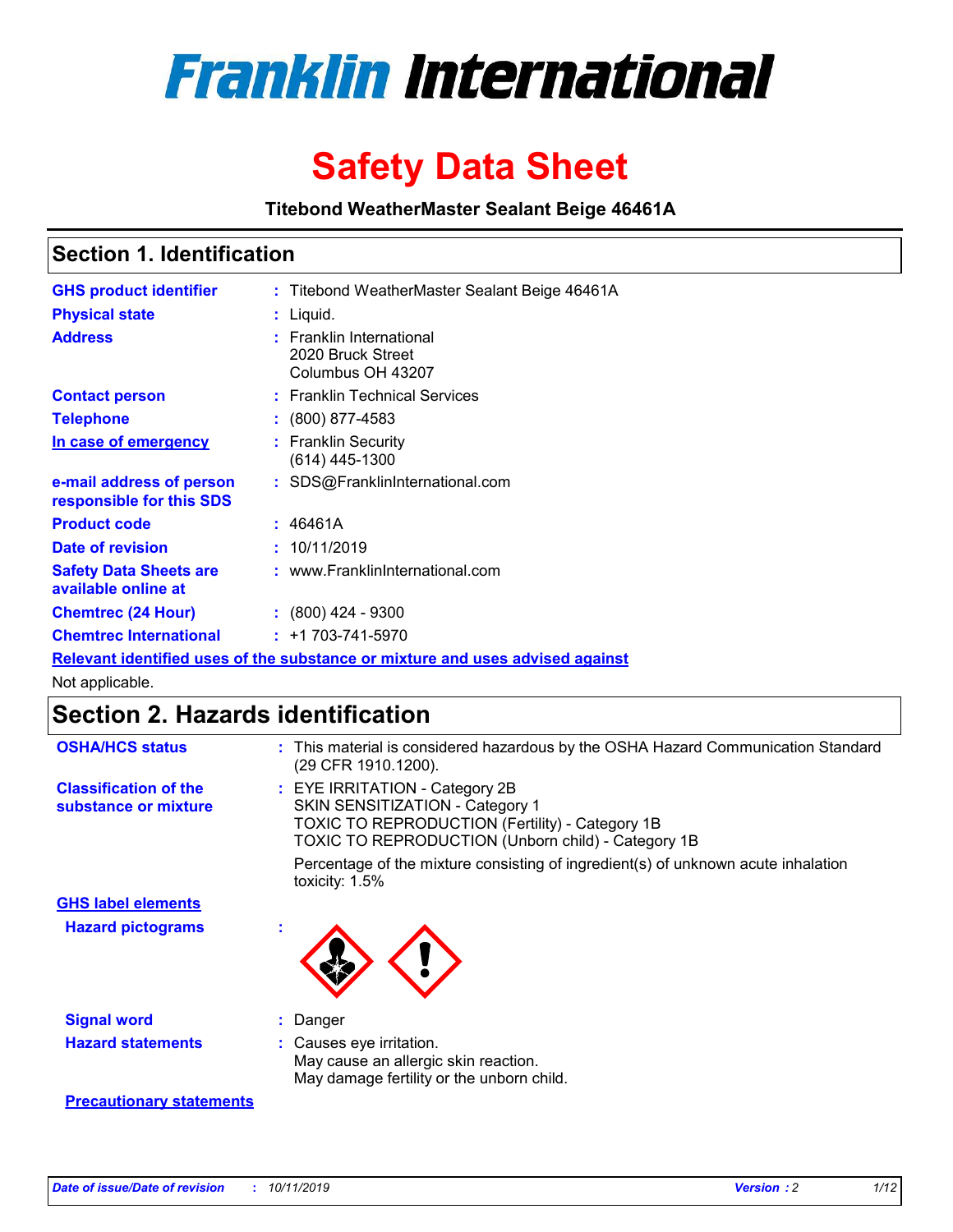# Franklin International

# Safety Data Sheet

**Titebond WeatherMaster Sealant Beige 46461A**

## Section 1. Identification

| | | |
|---|---|---|
| **GHS product identifier** | : | Titebond WeatherMaster Sealant Beige 46461A |
| **Physical state** | : | Liquid. |
| **Address** | : | Franklin International<br>2020 Bruck Street<br>Columbus OH 43207 |
| **Contact person** | : | Franklin Technical Services |
| **Telephone** | : | (800) 877-4583 |
| **In case of emergency** | : | Franklin Security<br>(614) 445-1300 |
| **e-mail address of person responsible for this SDS** | : | SDS@FranklinInternational.com |
| **Product code** | : | 46461A |
| **Date of revision** | : | 10/11/2019 |
| **Safety Data Sheets are available online at** | : | www.FranklinInternational.com |
| **Chemtrec (24 Hour)** | : | (800) 424 - 9300 |
| **Chemtrec International** | : | +1 703-741-5970 |

**Relevant identified uses of the substance or mixture and uses advised against**

Not applicable.

## Section 2. Hazards identification

| | | |
|---|---|---|
| **OSHA/HCS status** | : | This material is considered hazardous by the OSHA Hazard Communication Standard (29 CFR 1910.1200). |
| **Classification of the substance or mixture** | : | EYE IRRITATION - Category 2B<br>SKIN SENSITIZATION - Category 1<br>TOXIC TO REPRODUCTION (Fertility) - Category 1B<br>TOXIC TO REPRODUCTION (Unborn child) - Category 1B<br><br>Percentage of the mixture consisting of ingredient(s) of unknown acute inhalation toxicity: 1.5% |

**GHS label elements**

| | | |
|---|---|---|
| **Hazard pictograms** | : | |
| **Signal word** | : | Danger |
| **Hazard statements** | : | Causes eye irritation.<br>May cause an allergic skin reaction.<br>May damage fertility or the unborn child. |

**Precautionary statements**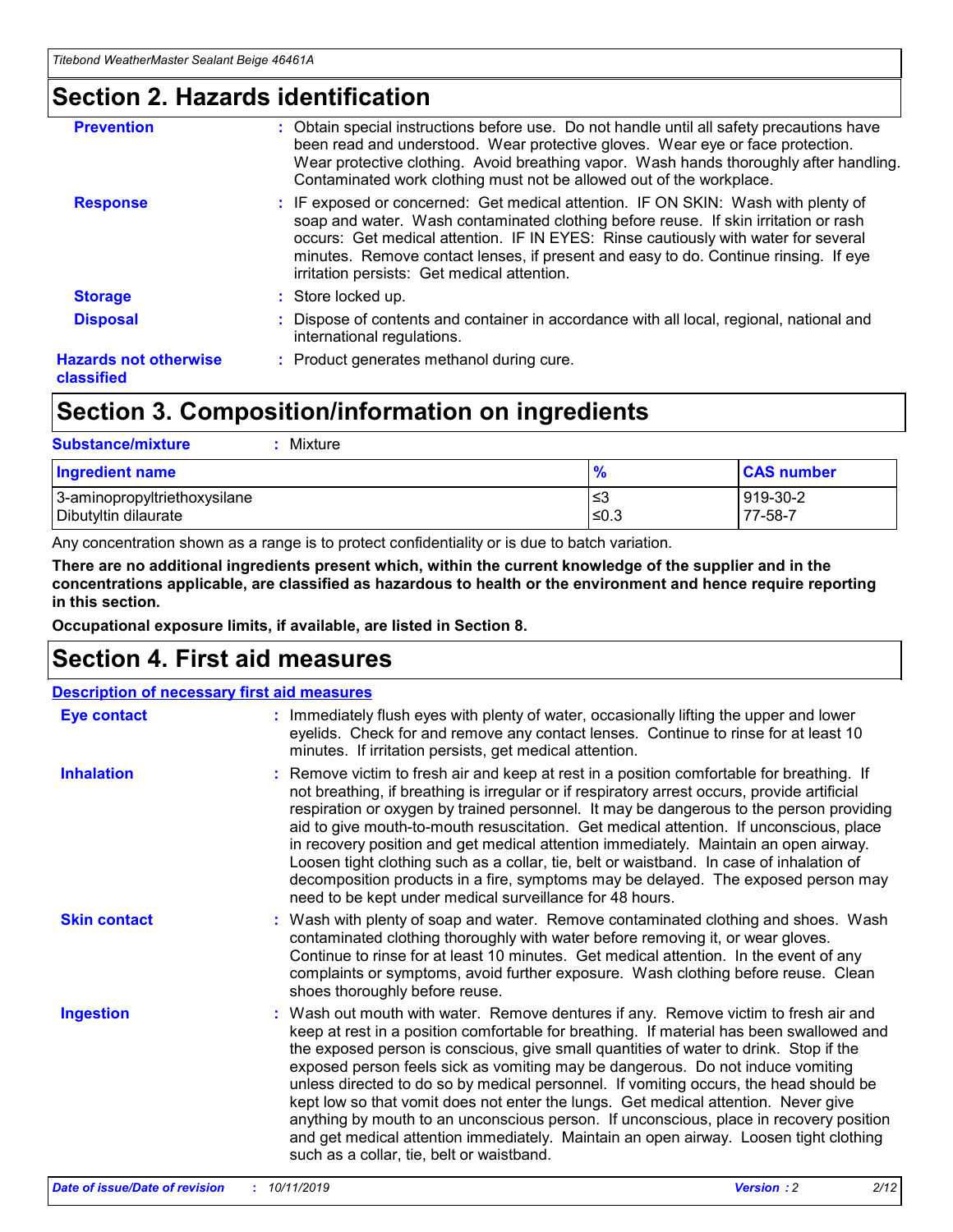## Section 2. Hazards identification

**Prevention** : Obtain special instructions before use. Do not handle until all safety precautions have been read and understood. Wear protective gloves. Wear eye or face protection. Wear protective clothing. Avoid breathing vapor. Wash hands thoroughly after handling. Contaminated work clothing must not be allowed out of the workplace.

**Response** : IF exposed or concerned: Get medical attention. IF ON SKIN: Wash with plenty of soap and water. Wash contaminated clothing before reuse. If skin irritation or rash occurs: Get medical attention. IF IN EYES: Rinse cautiously with water for several minutes. Remove contact lenses, if present and easy to do. Continue rinsing. If eye irritation persists: Get medical attention.

**Storage** : Store locked up.

**Disposal** : Dispose of contents and container in accordance with all local, regional, national and international regulations.

**Hazards not otherwise classified** : Product generates methanol during cure.

## Section 3. Composition/information on ingredients

**Substance/mixture** : Mixture

| Ingredient name | % | CAS number |
| --- | --- | --- |
| 3-aminopropyltriethoxysilane | ≤3 | 919-30-2 |
| Dibutyltin dilaurate | ≤0.3 | 77-58-7 |

Any concentration shown as a range is to protect confidentiality or is due to batch variation.

**There are no additional ingredients present which, within the current knowledge of the supplier and in the concentrations applicable, are classified as hazardous to health or the environment and hence require reporting in this section.**

**Occupational exposure limits, if available, are listed in Section 8.**

## Section 4. First aid measures

**Description of necessary first aid measures**

**Eye contact** : Immediately flush eyes with plenty of water, occasionally lifting the upper and lower eyelids. Check for and remove any contact lenses. Continue to rinse for at least 10 minutes. If irritation persists, get medical attention.

**Inhalation** : Remove victim to fresh air and keep at rest in a position comfortable for breathing. If not breathing, if breathing is irregular or if respiratory arrest occurs, provide artificial respiration or oxygen by trained personnel. It may be dangerous to the person providing aid to give mouth-to-mouth resuscitation. Get medical attention. If unconscious, place in recovery position and get medical attention immediately. Maintain an open airway. Loosen tight clothing such as a collar, tie, belt or waistband. In case of inhalation of decomposition products in a fire, symptoms may be delayed. The exposed person may need to be kept under medical surveillance for 48 hours.

**Skin contact** : Wash with plenty of soap and water. Remove contaminated clothing and shoes. Wash contaminated clothing thoroughly with water before removing it, or wear gloves. Continue to rinse for at least 10 minutes. Get medical attention. In the event of any complaints or symptoms, avoid further exposure. Wash clothing before reuse. Clean shoes thoroughly before reuse.

**Ingestion** : Wash out mouth with water. Remove dentures if any. Remove victim to fresh air and keep at rest in a position comfortable for breathing. If material has been swallowed and the exposed person is conscious, give small quantities of water to drink. Stop if the exposed person feels sick as vomiting may be dangerous. Do not induce vomiting unless directed to do so by medical personnel. If vomiting occurs, the head should be kept low so that vomit does not enter the lungs. Get medical attention. Never give anything by mouth to an unconscious person. If unconscious, place in recovery position and get medical attention immediately. Maintain an open airway. Loosen tight clothing such as a collar, tie, belt or waistband.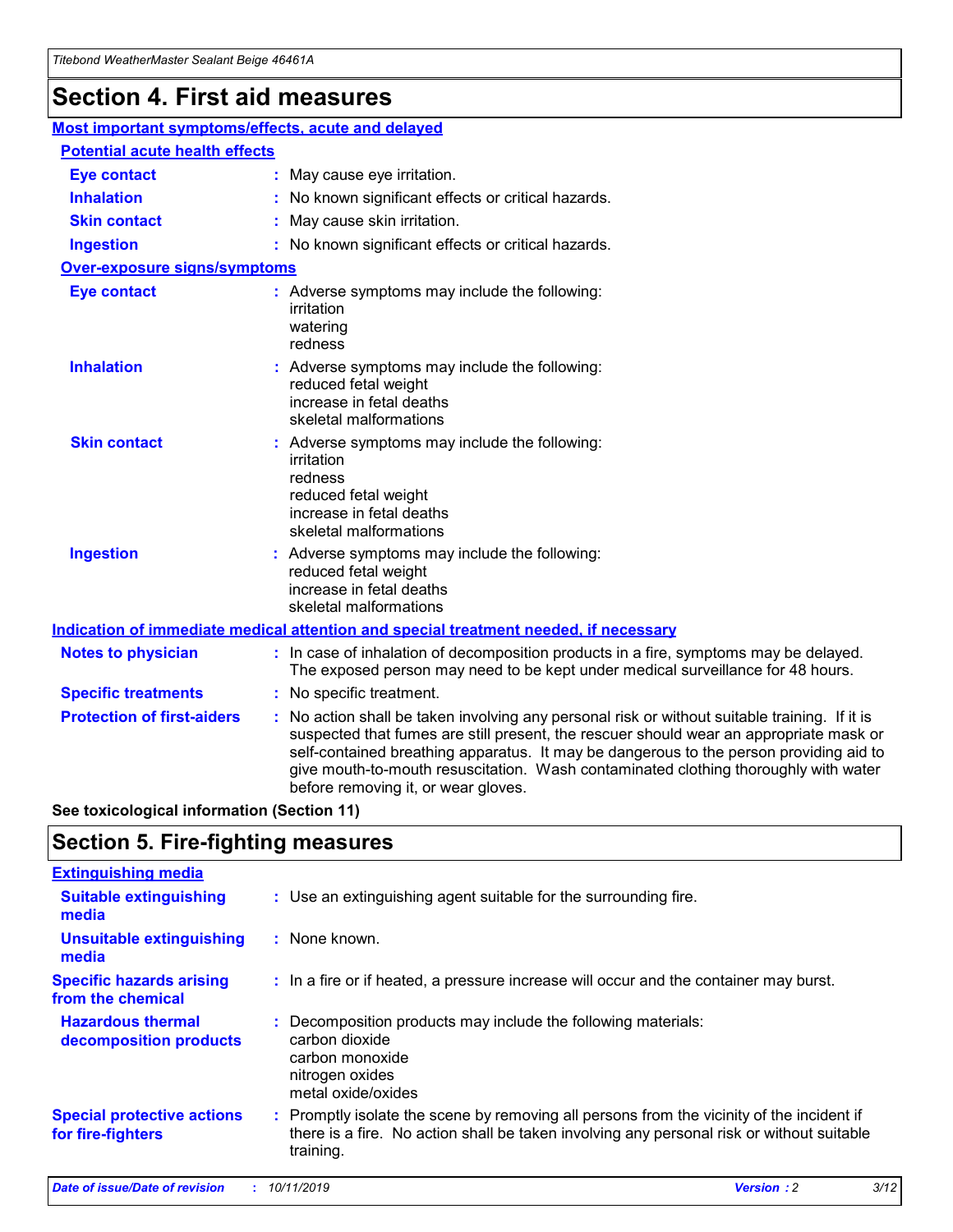# Section 4. First aid measures

## Most important symptoms/effects, acute and delayed

### Potential acute health effects

**Eye contact** : May cause eye irritation.

**Inhalation** : No known significant effects or critical hazards.

**Skin contact** : May cause skin irritation.

**Ingestion** : No known significant effects or critical hazards.

### Over-exposure signs/symptoms

**Eye contact** : Adverse symptoms may include the following:
irritation
watering
redness

**Inhalation** : Adverse symptoms may include the following:
reduced fetal weight
increase in fetal deaths
skeletal malformations

**Skin contact** : Adverse symptoms may include the following:
irritation
redness
reduced fetal weight
increase in fetal deaths
skeletal malformations

**Ingestion** : Adverse symptoms may include the following:
reduced fetal weight
increase in fetal deaths
skeletal malformations

## Indication of immediate medical attention and special treatment needed, if necessary

**Notes to physician** : In case of inhalation of decomposition products in a fire, symptoms may be delayed. The exposed person may need to be kept under medical surveillance for 48 hours.

**Specific treatments** : No specific treatment.

**Protection of first-aiders** : No action shall be taken involving any personal risk or without suitable training. If it is suspected that fumes are still present, the rescuer should wear an appropriate mask or self-contained breathing apparatus. It may be dangerous to the person providing aid to give mouth-to-mouth resuscitation. Wash contaminated clothing thoroughly with water before removing it, or wear gloves.

**See toxicological information (Section 11)**

# Section 5. Fire-fighting measures

## Extinguishing media

**Suitable extinguishing media** : Use an extinguishing agent suitable for the surrounding fire.

**Unsuitable extinguishing media** : None known.

**Specific hazards arising from the chemical** : In a fire or if heated, a pressure increase will occur and the container may burst.

**Hazardous thermal decomposition products** : Decomposition products may include the following materials:
carbon dioxide
carbon monoxide
nitrogen oxides
metal oxide/oxides

**Special protective actions for fire-fighters** : Promptly isolate the scene by removing all persons from the vicinity of the incident if there is a fire. No action shall be taken involving any personal risk or without suitable training.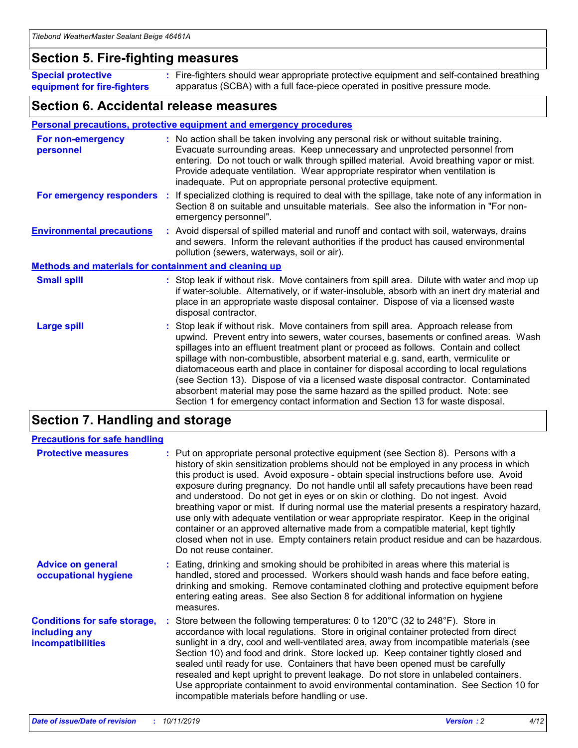## Section 5. Fire-fighting measures

**Special protective equipment for fire-fighters** : Fire-fighters should wear appropriate protective equipment and self-contained breathing apparatus (SCBA) with a full face-piece operated in positive pressure mode.

## Section 6. Accidental release measures

### Personal precautions, protective equipment and emergency procedures

**For non-emergency personnel** : No action shall be taken involving any personal risk or without suitable training. Evacuate surrounding areas. Keep unnecessary and unprotected personnel from entering. Do not touch or walk through spilled material. Avoid breathing vapor or mist. Provide adequate ventilation. Wear appropriate respirator when ventilation is inadequate. Put on appropriate personal protective equipment.

**For emergency responders** : If specialized clothing is required to deal with the spillage, take note of any information in Section 8 on suitable and unsuitable materials. See also the information in "For non-emergency personnel".

**Environmental precautions** : Avoid dispersal of spilled material and runoff and contact with soil, waterways, drains and sewers. Inform the relevant authorities if the product has caused environmental pollution (sewers, waterways, soil or air).

### Methods and materials for containment and cleaning up

**Small spill** : Stop leak if without risk. Move containers from spill area. Dilute with water and mop up if water-soluble. Alternatively, or if water-insoluble, absorb with an inert dry material and place in an appropriate waste disposal container. Dispose of via a licensed waste disposal contractor.

**Large spill** : Stop leak if without risk. Move containers from spill area. Approach release from upwind. Prevent entry into sewers, water courses, basements or confined areas. Wash spillages into an effluent treatment plant or proceed as follows. Contain and collect spillage with non-combustible, absorbent material e.g. sand, earth, vermiculite or diatomaceous earth and place in container for disposal according to local regulations (see Section 13). Dispose of via a licensed waste disposal contractor. Contaminated absorbent material may pose the same hazard as the spilled product. Note: see Section 1 for emergency contact information and Section 13 for waste disposal.

## Section 7. Handling and storage

### Precautions for safe handling

**Protective measures** : Put on appropriate personal protective equipment (see Section 8). Persons with a history of skin sensitization problems should not be employed in any process in which this product is used. Avoid exposure - obtain special instructions before use. Avoid exposure during pregnancy. Do not handle until all safety precautions have been read and understood. Do not get in eyes or on skin or clothing. Do not ingest. Avoid breathing vapor or mist. If during normal use the material presents a respiratory hazard, use only with adequate ventilation or wear appropriate respirator. Keep in the original container or an approved alternative made from a compatible material, kept tightly closed when not in use. Empty containers retain product residue and can be hazardous. Do not reuse container.

**Advice on general occupational hygiene** : Eating, drinking and smoking should be prohibited in areas where this material is handled, stored and processed. Workers should wash hands and face before eating, drinking and smoking. Remove contaminated clothing and protective equipment before entering eating areas. See also Section 8 for additional information on hygiene measures.

**Conditions for safe storage, including any incompatibilities** : Store between the following temperatures: 0 to 120°C (32 to 248°F). Store in accordance with local regulations. Store in original container protected from direct sunlight in a dry, cool and well-ventilated area, away from incompatible materials (see Section 10) and food and drink. Store locked up. Keep container tightly closed and sealed until ready for use. Containers that have been opened must be carefully resealed and kept upright to prevent leakage. Do not store in unlabeled containers. Use appropriate containment to avoid environmental contamination. See Section 10 for incompatible materials before handling or use.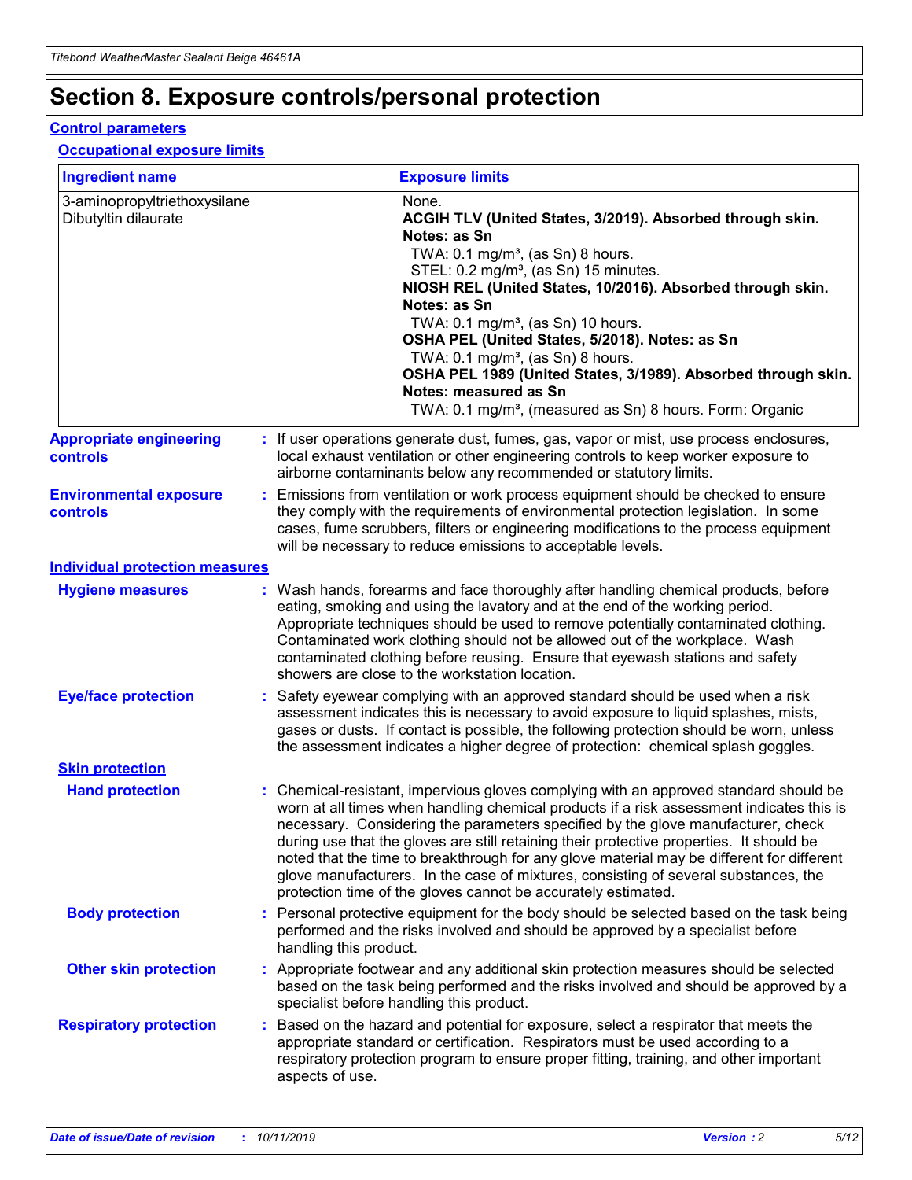# Section 8. Exposure controls/personal protection

## Control parameters

### Occupational exposure limits

| Ingredient name | Exposure limits |
| --- | --- |
| 3-aminopropyltriethoxysilane<br>Dibutyltin dilaurate | None.<br>**ACGIH TLV (United States, 3/2019). Absorbed through skin. Notes: as Sn**<br>TWA: 0.1 mg/m³, (as Sn) 8 hours.<br>STEL: 0.2 mg/m³, (as Sn) 15 minutes.<br>**NIOSH REL (United States, 10/2016). Absorbed through skin. Notes: as Sn**<br>TWA: 0.1 mg/m³, (as Sn) 10 hours.<br>**OSHA PEL (United States, 5/2018). Notes: as Sn**<br>TWA: 0.1 mg/m³, (as Sn) 8 hours.<br>**OSHA PEL 1989 (United States, 3/1989). Absorbed through skin. Notes: measured as Sn**<br>TWA: 0.1 mg/m³, (measured as Sn) 8 hours. Form: Organic |

**Appropriate engineering controls** : If user operations generate dust, fumes, gas, vapor or mist, use process enclosures, local exhaust ventilation or other engineering controls to keep worker exposure to airborne contaminants below any recommended or statutory limits.

**Environmental exposure controls** : Emissions from ventilation or work process equipment should be checked to ensure they comply with the requirements of environmental protection legislation. In some cases, fume scrubbers, filters or engineering modifications to the process equipment will be necessary to reduce emissions to acceptable levels.

## Individual protection measures

**Hygiene measures** : Wash hands, forearms and face thoroughly after handling chemical products, before eating, smoking and using the lavatory and at the end of the working period. Appropriate techniques should be used to remove potentially contaminated clothing. Contaminated work clothing should not be allowed out of the workplace. Wash contaminated clothing before reusing. Ensure that eyewash stations and safety showers are close to the workstation location.

**Eye/face protection** : Safety eyewear complying with an approved standard should be used when a risk assessment indicates this is necessary to avoid exposure to liquid splashes, mists, gases or dusts. If contact is possible, the following protection should be worn, unless the assessment indicates a higher degree of protection: chemical splash goggles.

### Skin protection

**Hand protection** : Chemical-resistant, impervious gloves complying with an approved standard should be worn at all times when handling chemical products if a risk assessment indicates this is necessary. Considering the parameters specified by the glove manufacturer, check during use that the gloves are still retaining their protective properties. It should be noted that the time to breakthrough for any glove material may be different for different glove manufacturers. In the case of mixtures, consisting of several substances, the protection time of the gloves cannot be accurately estimated.

**Body protection** : Personal protective equipment for the body should be selected based on the task being performed and the risks involved and should be approved by a specialist before handling this product.

**Other skin protection** : Appropriate footwear and any additional skin protection measures should be selected based on the task being performed and the risks involved and should be approved by a specialist before handling this product.

**Respiratory protection** : Based on the hazard and potential for exposure, select a respirator that meets the appropriate standard or certification. Respirators must be used according to a respiratory protection program to ensure proper fitting, training, and other important aspects of use.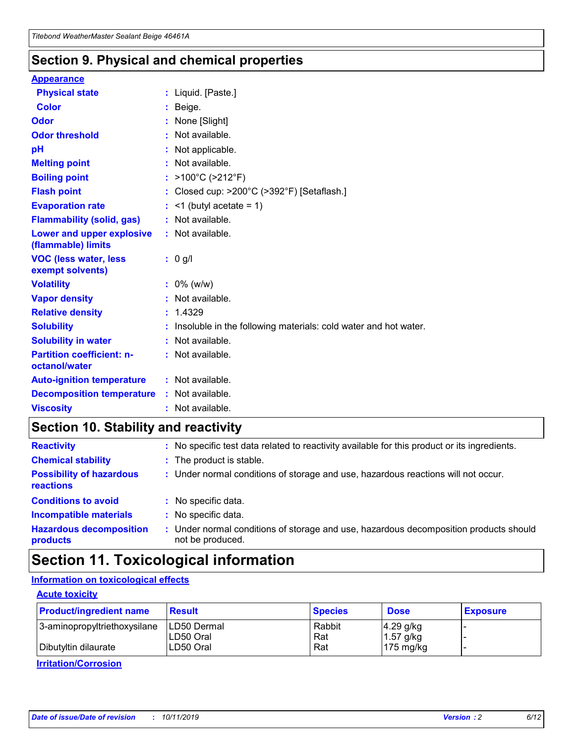## Section 9. Physical and chemical properties

**Appearance**

| | | |
|---|---|---|
| **Physical state** | : | Liquid. [Paste.] |
| **Color** | : | Beige. |
| **Odor** | : | None [Slight] |
| **Odor threshold** | : | Not available. |
| **pH** | : | Not applicable. |
| **Melting point** | : | Not available. |
| **Boiling point** | : | >100°C (>212°F) |
| **Flash point** | : | Closed cup: >200°C (>392°F) [Setaflash.] |
| **Evaporation rate** | : | <1 (butyl acetate = 1) |
| **Flammability (solid, gas)** | : | Not available. |
| **Lower and upper explosive (flammable) limits** | : | Not available. |
| **VOC (less water, less exempt solvents)** | : | 0 g/l |
| **Volatility** | : | 0% (w/w) |
| **Vapor density** | : | Not available. |
| **Relative density** | : | 1.4329 |
| **Solubility** | : | Insoluble in the following materials: cold water and hot water. |
| **Solubility in water** | : | Not available. |
| **Partition coefficient: n-octanol/water** | : | Not available. |
| **Auto-ignition temperature** | : | Not available. |
| **Decomposition temperature** | : | Not available. |
| **Viscosity** | : | Not available. |

## Section 10. Stability and reactivity

| | | |
|---|---|---|
| **Reactivity** | : | No specific test data related to reactivity available for this product or its ingredients. |
| **Chemical stability** | : | The product is stable. |
| **Possibility of hazardous reactions** | : | Under normal conditions of storage and use, hazardous reactions will not occur. |
| **Conditions to avoid** | : | No specific data. |
| **Incompatible materials** | : | No specific data. |
| **Hazardous decomposition products** | : | Under normal conditions of storage and use, hazardous decomposition products should not be produced. |

## Section 11. Toxicological information

**Information on toxicological effects**

**Acute toxicity**

| Product/ingredient name | Result | Species | Dose | Exposure |
|---|---|---|---|---|
| 3-aminopropyltriethoxysilane | LD50 Dermal | Rabbit | 4.29 g/kg | - |
| | LD50 Oral | Rat | 1.57 g/kg | - |
| Dibutyltin dilaurate | LD50 Oral | Rat | 175 mg/kg | - |

**Irritation/Corrosion**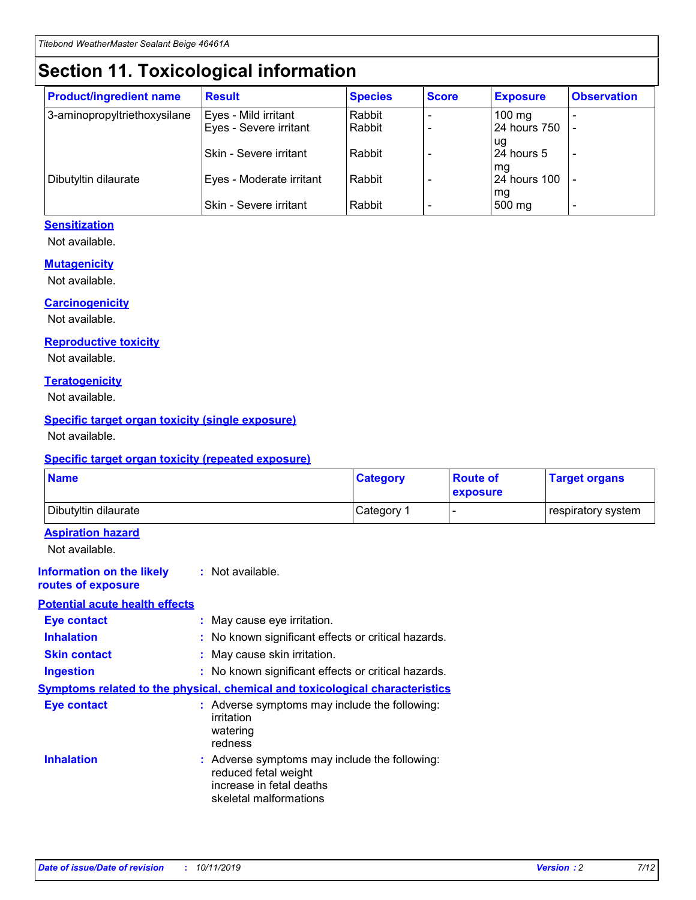# Section 11. Toxicological information

| Product/ingredient name | Result | Species | Score | Exposure | Observation |
|---|---|---|---|---|---|
| 3-aminopropyltriethoxysilane | Eyes - Mild irritant | Rabbit | - | 100 mg | - |
| | Eyes - Severe irritant | Rabbit | - | 24 hours 750 ug | - |
| | Skin - Severe irritant | Rabbit | - | 24 hours 5 mg | - |
| Dibutyltin dilaurate | Eyes - Moderate irritant | Rabbit | - | 24 hours 100 mg | - |
| | Skin - Severe irritant | Rabbit | - | 500 mg | - |

### Sensitization

Not available.

### Mutagenicity

Not available.

### Carcinogenicity

Not available.

### Reproductive toxicity

Not available.

### Teratogenicity

Not available.

### Specific target organ toxicity (single exposure)

Not available.

### Specific target organ toxicity (repeated exposure)

| Name | Category | Route of exposure | Target organs |
|---|---|---|---|
| Dibutyltin dilaurate | Category 1 | - | respiratory system |

### Aspiration hazard

Not available.

**Information on the likely routes of exposure** : Not available.

### Potential acute health effects

**Eye contact** : May cause eye irritation.

**Inhalation** : No known significant effects or critical hazards.

**Skin contact** : May cause skin irritation.

**Ingestion** : No known significant effects or critical hazards.

### Symptoms related to the physical, chemical and toxicological characteristics

**Eye contact** : Adverse symptoms may include the following:
irritation
watering
redness

**Inhalation** : Adverse symptoms may include the following:
reduced fetal weight
increase in fetal deaths
skeletal malformations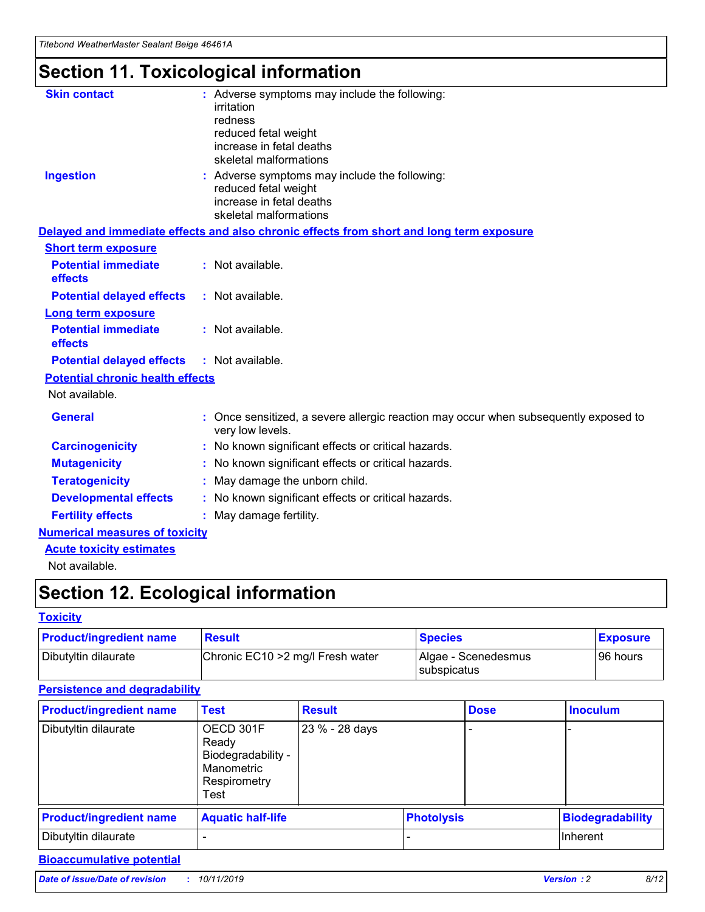# Section 11. Toxicological information

**Skin contact** : Adverse symptoms may include the following:
irritation
redness
reduced fetal weight
increase in fetal deaths
skeletal malformations

**Ingestion** : Adverse symptoms may include the following:
reduced fetal weight
increase in fetal deaths
skeletal malformations

## Delayed and immediate effects and also chronic effects from short and long term exposure

### Short term exposure

**Potential immediate effects** : Not available.

**Potential delayed effects** : Not available.

### Long term exposure

**Potential immediate effects** : Not available.

**Potential delayed effects** : Not available.

### Potential chronic health effects

Not available.

**General** : Once sensitized, a severe allergic reaction may occur when subsequently exposed to very low levels.

**Carcinogenicity** : No known significant effects or critical hazards.

**Mutagenicity** : No known significant effects or critical hazards.

**Teratogenicity** : May damage the unborn child.

**Developmental effects** : No known significant effects or critical hazards.

**Fertility effects** : May damage fertility.

## Numerical measures of toxicity

### Acute toxicity estimates

Not available.

# Section 12. Ecological information

## Toxicity

| Product/ingredient name | Result | Species | Exposure |
|---|---|---|---|
| Dibutyltin dilaurate | Chronic EC10 >2 mg/l Fresh water | Algae - Scenedesmus subspicatus | 96 hours |

## Persistence and degradability

| Product/ingredient name | Test | Result | Dose | Inoculum |
|---|---|---|---|---|
| Dibutyltin dilaurate | OECD 301F Ready Biodegradability - Manometric Respirometry Test | 23 % - 28 days | - | - |

| Product/ingredient name | Aquatic half-life | Photolysis | Biodegradability |
|---|---|---|---|
| Dibutyltin dilaurate | - | - | Inherent |

## Bioaccumulative potential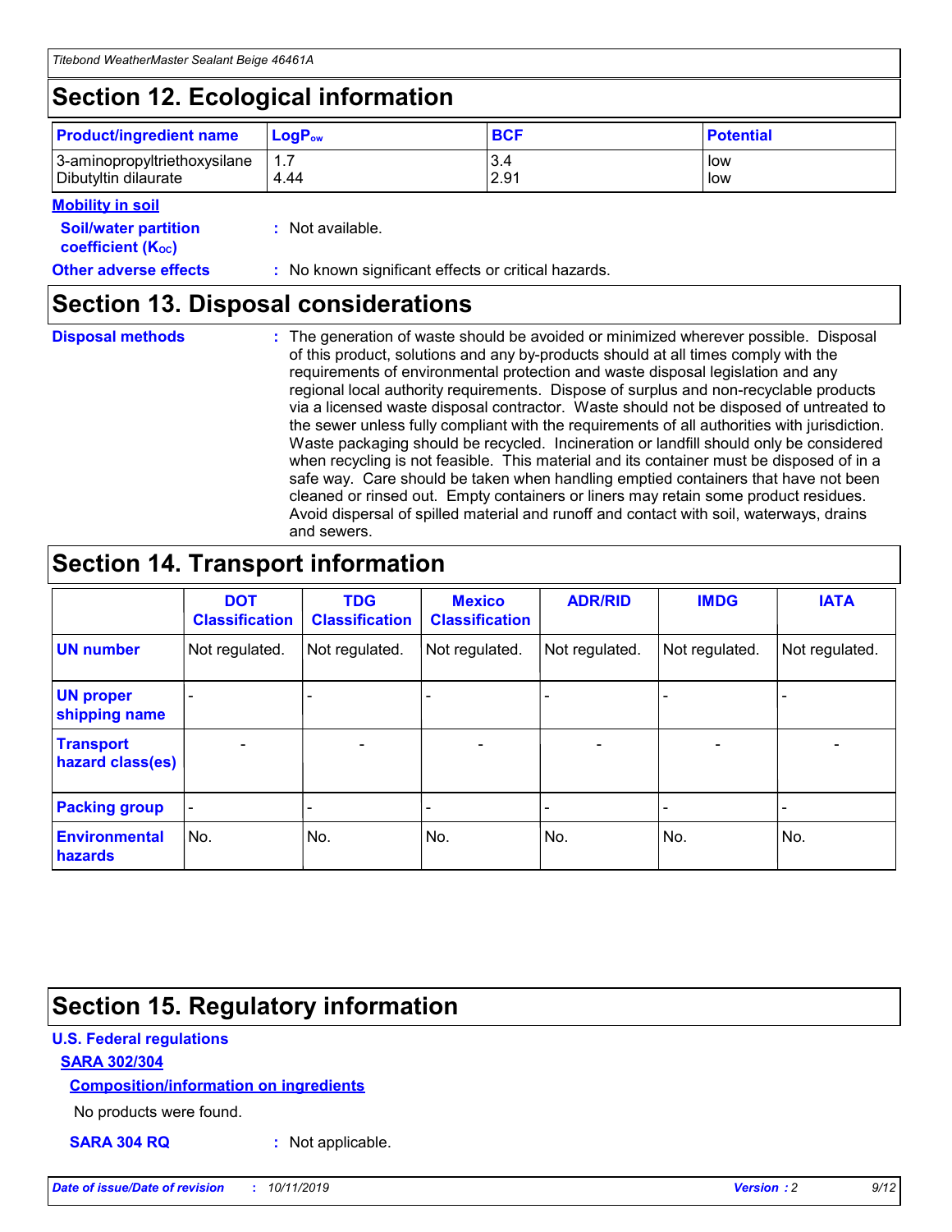## Section 12. Ecological information

| Product/ingredient name | $LogP_{ow}$ | BCF | Potential |
|---|---|---|---|
| 3-aminopropyltriethoxysilane | 1.7 | 3.4 | low |
| Dibutyltin dilaurate | 4.44 | 2.91 | low |

**Mobility in soil**

**Soil/water partition coefficient ($K_{OC}$)** : Not available.

**Other adverse effects** : No known significant effects or critical hazards.

## Section 13. Disposal considerations

**Disposal methods** : The generation of waste should be avoided or minimized wherever possible. Disposal of this product, solutions and any by-products should at all times comply with the requirements of environmental protection and waste disposal legislation and any regional local authority requirements. Dispose of surplus and non-recyclable products via a licensed waste disposal contractor. Waste should not be disposed of untreated to the sewer unless fully compliant with the requirements of all authorities with jurisdiction. Waste packaging should be recycled. Incineration or landfill should only be considered when recycling is not feasible. This material and its container must be disposed of in a safe way. Care should be taken when handling emptied containers that have not been cleaned or rinsed out. Empty containers or liners may retain some product residues. Avoid dispersal of spilled material and runoff and contact with soil, waterways, drains and sewers.

## Section 14. Transport information

| | DOT Classification | TDG Classification | Mexico Classification | ADR/RID | IMDG | IATA |
|---|---|---|---|---|---|---|
| UN number | Not regulated. | Not regulated. | Not regulated. | Not regulated. | Not regulated. | Not regulated. |
| UN proper shipping name | - | - | - | - | - | - |
| Transport hazard class(es) | - | - | - | - | - | - |
| Packing group | - | - | - | - | - | - |
| Environmental hazards | No. | No. | No. | No. | No. | No. |

## Section 15. Regulatory information

**U.S. Federal regulations**

**SARA 302/304**

**Composition/information on ingredients**

No products were found.

**SARA 304 RQ** : Not applicable.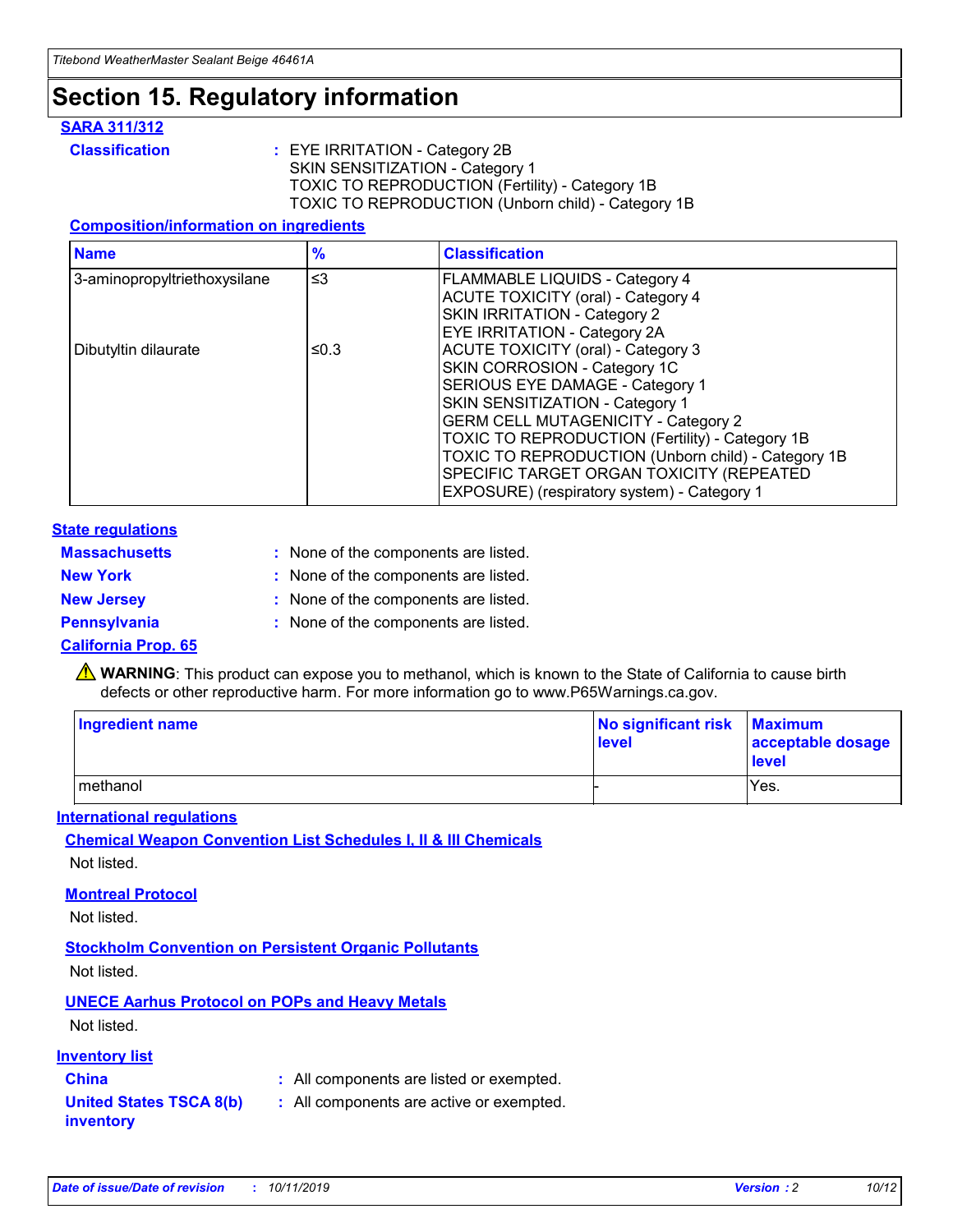# Section 15. Regulatory information

## SARA 311/312

**Classification** : EYE IRRITATION - Category 2B
SKIN SENSITIZATION - Category 1
TOXIC TO REPRODUCTION (Fertility) - Category 1B
TOXIC TO REPRODUCTION (Unborn child) - Category 1B

### Composition/information on ingredients

| Name | % | Classification |
|---|---|---|
| 3-aminopropyltriethoxysilane | ≤3 | FLAMMABLE LIQUIDS - Category 4<br>ACUTE TOXICITY (oral) - Category 4<br>SKIN IRRITATION - Category 2<br>EYE IRRITATION - Category 2A |
| Dibutyltin dilaurate | ≤0.3 | ACUTE TOXICITY (oral) - Category 3<br>SKIN CORROSION - Category 1C<br>SERIOUS EYE DAMAGE - Category 1<br>SKIN SENSITIZATION - Category 1<br>GERM CELL MUTAGENICITY - Category 2<br>TOXIC TO REPRODUCTION (Fertility) - Category 1B<br>TOXIC TO REPRODUCTION (Unborn child) - Category 1B<br>SPECIFIC TARGET ORGAN TOXICITY (REPEATED EXPOSURE) (respiratory system) - Category 1 |

## State regulations

**Massachusetts** : None of the components are listed.

**New York** : None of the components are listed.

**New Jersey** : None of the components are listed.

**Pennsylvania** : None of the components are listed.

## California Prop. 65

⚠ **WARNING**: This product can expose you to methanol, which is known to the State of California to cause birth defects or other reproductive harm. For more information go to www.P65Warnings.ca.gov.

| Ingredient name | No significant risk level | Maximum acceptable dosage level |
|---|---|---|
| methanol | - | Yes. |

## International regulations

### Chemical Weapon Convention List Schedules I, II & III Chemicals

Not listed.

### Montreal Protocol

Not listed.

### Stockholm Convention on Persistent Organic Pollutants

Not listed.

### UNECE Aarhus Protocol on POPs and Heavy Metals

Not listed.

## Inventory list

**China** : All components are listed or exempted.

**United States TSCA 8(b) inventory** : All components are active or exempted.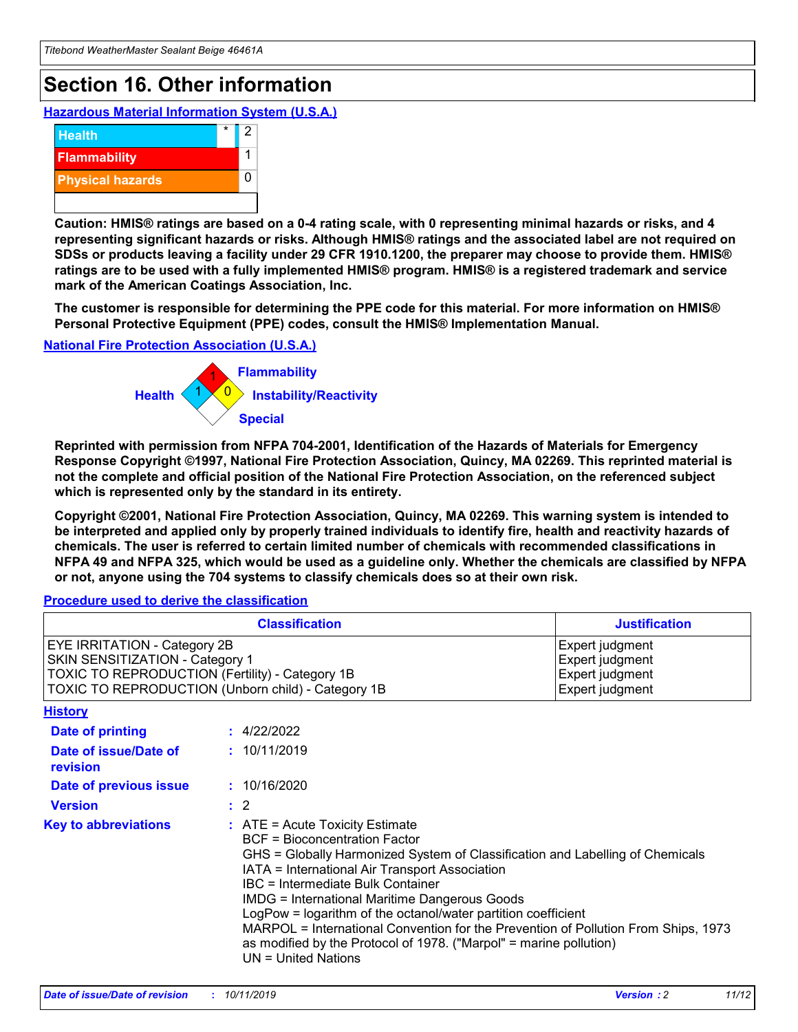# Section 16. Other information

## Hazardous Material Information System (U.S.A.)

| | | |
|---|---|---|
| Health | * | 2 |
| Flammability | | 1 |
| Physical hazards | | 0 |

**Caution: HMIS® ratings are based on a 0-4 rating scale, with 0 representing minimal hazards or risks, and 4 representing significant hazards or risks. Although HMIS® ratings and the associated label are not required on SDSs or products leaving a facility under 29 CFR 1910.1200, the preparer may choose to provide them. HMIS® ratings are to be used with a fully implemented HMIS® program. HMIS® is a registered trademark and service mark of the American Coatings Association, Inc.**

**The customer is responsible for determining the PPE code for this material. For more information on HMIS® Personal Protective Equipment (PPE) codes, consult the HMIS® Implementation Manual.**

## National Fire Protection Association (U.S.A.)

Flammability: 1
Health: 1
Instability/Reactivity: 0
Special

**Reprinted with permission from NFPA 704-2001, Identification of the Hazards of Materials for Emergency Response Copyright ©1997, National Fire Protection Association, Quincy, MA 02269. This reprinted material is not the complete and official position of the National Fire Protection Association, on the referenced subject which is represented only by the standard in its entirety.**

**Copyright ©2001, National Fire Protection Association, Quincy, MA 02269. This warning system is intended to be interpreted and applied only by properly trained individuals to identify fire, health and reactivity hazards of chemicals. The user is referred to certain limited number of chemicals with recommended classifications in NFPA 49 and NFPA 325, which would be used as a guideline only. Whether the chemicals are classified by NFPA or not, anyone using the 704 systems to classify chemicals does so at their own risk.**

## Procedure used to derive the classification

| Classification | Justification |
|---|---|
| EYE IRRITATION - Category 2B | Expert judgment |
| SKIN SENSITIZATION - Category 1 | Expert judgment |
| TOXIC TO REPRODUCTION (Fertility) - Category 1B | Expert judgment |
| TOXIC TO REPRODUCTION (Unborn child) - Category 1B | Expert judgment |

## History

**Date of printing** : 4/22/2022

**Date of issue/Date of revision** : 10/11/2019

**Date of previous issue** : 10/16/2020

**Version** : 2

**Key to abbreviations** :
ATE = Acute Toxicity Estimate
BCF = Bioconcentration Factor
GHS = Globally Harmonized System of Classification and Labelling of Chemicals
IATA = International Air Transport Association
IBC = Intermediate Bulk Container
IMDG = International Maritime Dangerous Goods
LogPow = logarithm of the octanol/water partition coefficient
MARPOL = International Convention for the Prevention of Pollution From Ships, 1973 as modified by the Protocol of 1978. ("Marpol" = marine pollution)
UN = United Nations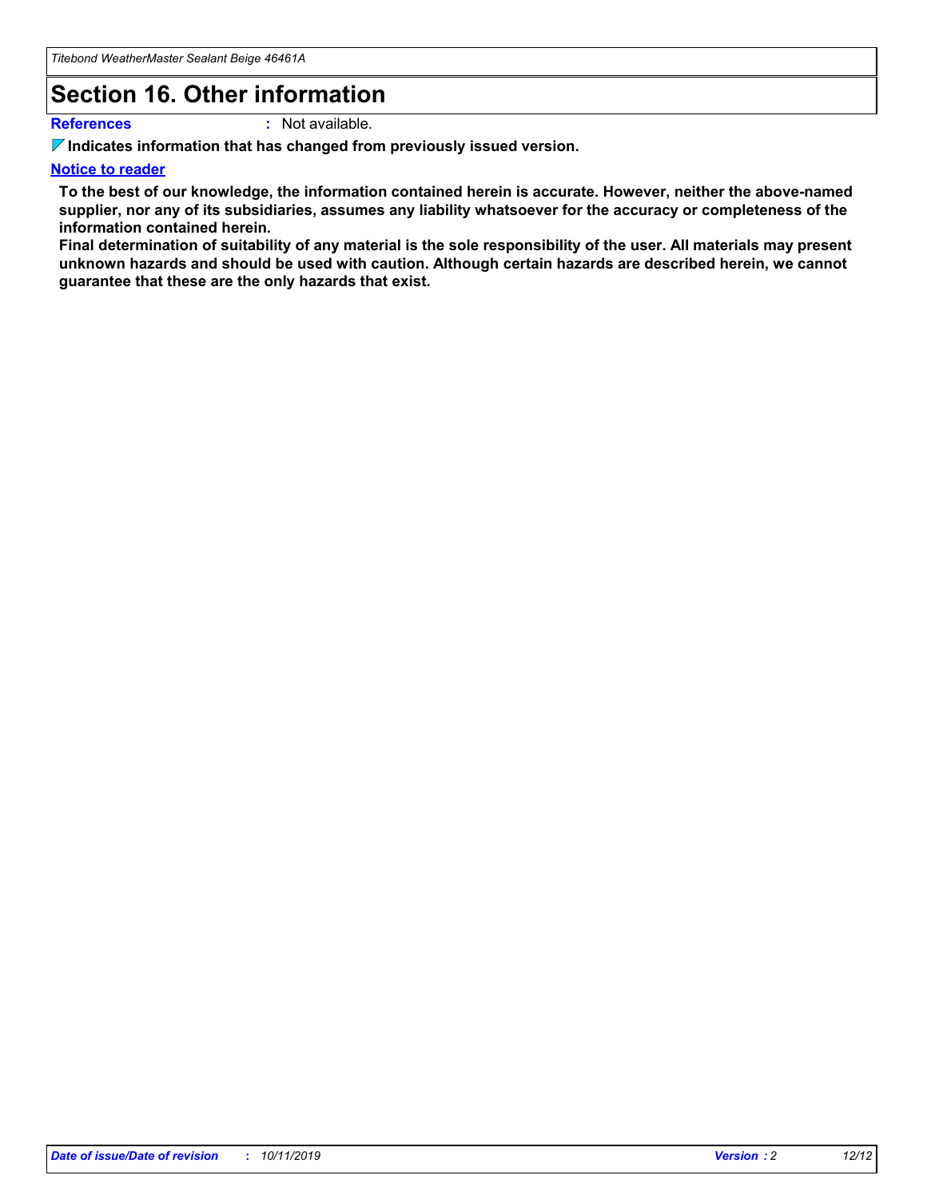# Section 16. Other information

**References** : Not available.

**Indicates information that has changed from previously issued version.**

**Notice to reader**

**To the best of our knowledge, the information contained herein is accurate. However, neither the above-named supplier, nor any of its subsidiaries, assumes any liability whatsoever for the accuracy or completeness of the information contained herein.**

**Final determination of suitability of any material is the sole responsibility of the user. All materials may present unknown hazards and should be used with caution. Although certain hazards are described herein, we cannot guarantee that these are the only hazards that exist.**